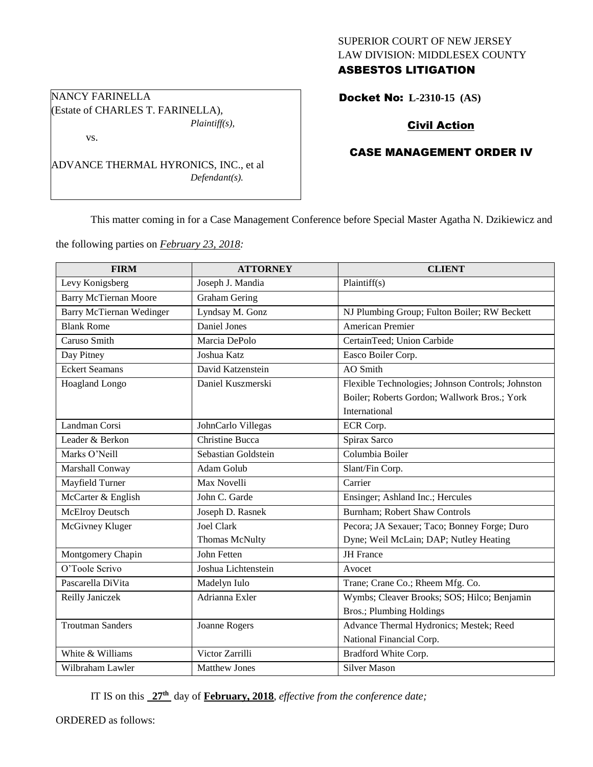SUPERIOR COURT OF NEW JERSEY
LAW DIVISION: MIDDLESEX COUNTY
**ASBESTOS LITIGATION**

NANCY FARINELLA
(Estate of CHARLES T. FARINELLA),
*Plaintiff(s),*

vs.

ADVANCE THERMAL HYRONICS, INC., et al
*Defendant(s).*

**Docket No: L-2310-15 (AS)**

**Civil Action**

**CASE MANAGEMENT ORDER IV**

This matter coming in for a Case Management Conference before Special Master Agatha N. Dzikiewicz and the following parties on *February 23, 2018:*

| FIRM | ATTORNEY | CLIENT |
|---|---|---|
| Levy Konigsberg | Joseph J. Mandia | Plaintiff(s) |
| Barry McTiernan Moore | Graham Gering | |
| Barry McTiernan Wedinger | Lyndsay M. Gonz | NJ Plumbing Group; Fulton Boiler; RW Beckett |
| Blank Rome | Daniel Jones | American Premier |
| Caruso Smith | Marcia DePolo | CertainTeed; Union Carbide |
| Day Pitney | Joshua Katz | Easco Boiler Corp. |
| Eckert Seamans | David Katzenstein | AO Smith |
| Hoagland Longo | Daniel Kuszmerski | Flexible Technologies; Johnson Controls; Johnston Boiler; Roberts Gordon; Wallwork Bros.; York International |
| Landman Corsi | JohnCarlo Villegas | ECR Corp. |
| Leader & Berkon | Christine Bucca | Spirax Sarco |
| Marks O'Neill | Sebastian Goldstein | Columbia Boiler |
| Marshall Conway | Adam Golub | Slant/Fin Corp. |
| Mayfield Turner | Max Novelli | Carrier |
| McCarter & English | John C. Garde | Ensinger; Ashland Inc.; Hercules |
| McElroy Deutsch | Joseph D. Rasnek | Burnham; Robert Shaw Controls |
| McGivney Kluger | Joel Clark<br>Thomas McNulty | Pecora; JA Sexauer; Taco; Bonney Forge; Duro Dyne; Weil McLain; DAP; Nutley Heating |
| Montgomery Chapin | John Fetten | JH France |
| O'Toole Scrivo | Joshua Lichtenstein | Avocet |
| Pascarella DiVita | Madelyn Iulo | Trane; Crane Co.; Rheem Mfg. Co. |
| Reilly Janiczek | Adrianna Exler | Wymbs; Cleaver Brooks; SOS; Hilco; Benjamin Bros.; Plumbing Holdings |
| Troutman Sanders | Joanne Rogers | Advance Thermal Hydronics; Mestek; Reed National Financial Corp. |
| White & Williams | Victor Zarrilli | Bradford White Corp. |
| Wilbraham Lawler | Matthew Jones | Silver Mason |

IT IS on this **27th** day of **February, 2018**, *effective from the conference date;*

ORDERED as follows: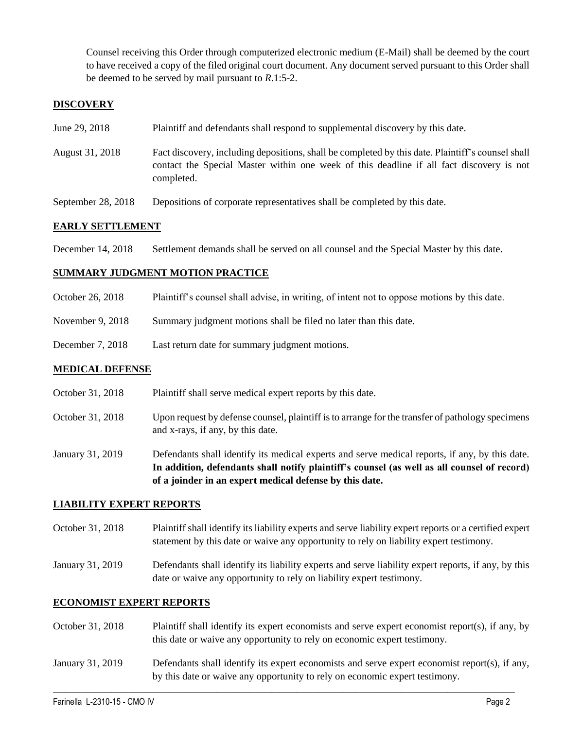Counsel receiving this Order through computerized electronic medium (E-Mail) shall be deemed by the court to have received a copy of the filed original court document. Any document served pursuant to this Order shall be deemed to be served by mail pursuant to *R*.1:5-2.

## DISCOVERY

| | |
|---|---|
| June 29, 2018 | Plaintiff and defendants shall respond to supplemental discovery by this date. |
| August 31, 2018 | Fact discovery, including depositions, shall be completed by this date. Plaintiff's counsel shall contact the Special Master within one week of this deadline if all fact discovery is not completed. |
| September 28, 2018 | Depositions of corporate representatives shall be completed by this date. |

## EARLY SETTLEMENT

| | |
|---|---|
| December 14, 2018 | Settlement demands shall be served on all counsel and the Special Master by this date. |

## SUMMARY JUDGMENT MOTION PRACTICE

| | |
|---|---|
| October 26, 2018 | Plaintiff's counsel shall advise, in writing, of intent not to oppose motions by this date. |
| November 9, 2018 | Summary judgment motions shall be filed no later than this date. |
| December 7, 2018 | Last return date for summary judgment motions. |

## MEDICAL DEFENSE

| | |
|---|---|
| October 31, 2018 | Plaintiff shall serve medical expert reports by this date. |
| October 31, 2018 | Upon request by defense counsel, plaintiff is to arrange for the transfer of pathology specimens and x-rays, if any, by this date. |
| January 31, 2019 | Defendants shall identify its medical experts and serve medical reports, if any, by this date. **In addition, defendants shall notify plaintiff's counsel (as well as all counsel of record) of a joinder in an expert medical defense by this date.** |

## LIABILITY EXPERT REPORTS

| | |
|---|---|
| October 31, 2018 | Plaintiff shall identify its liability experts and serve liability expert reports or a certified expert statement by this date or waive any opportunity to rely on liability expert testimony. |
| January 31, 2019 | Defendants shall identify its liability experts and serve liability expert reports, if any, by this date or waive any opportunity to rely on liability expert testimony. |

## ECONOMIST EXPERT REPORTS

| | |
|---|---|
| October 31, 2018 | Plaintiff shall identify its expert economists and serve expert economist report(s), if any, by this date or waive any opportunity to rely on economic expert testimony. |
| January 31, 2019 | Defendants shall identify its expert economists and serve expert economist report(s), if any, by this date or waive any opportunity to rely on economic expert testimony. |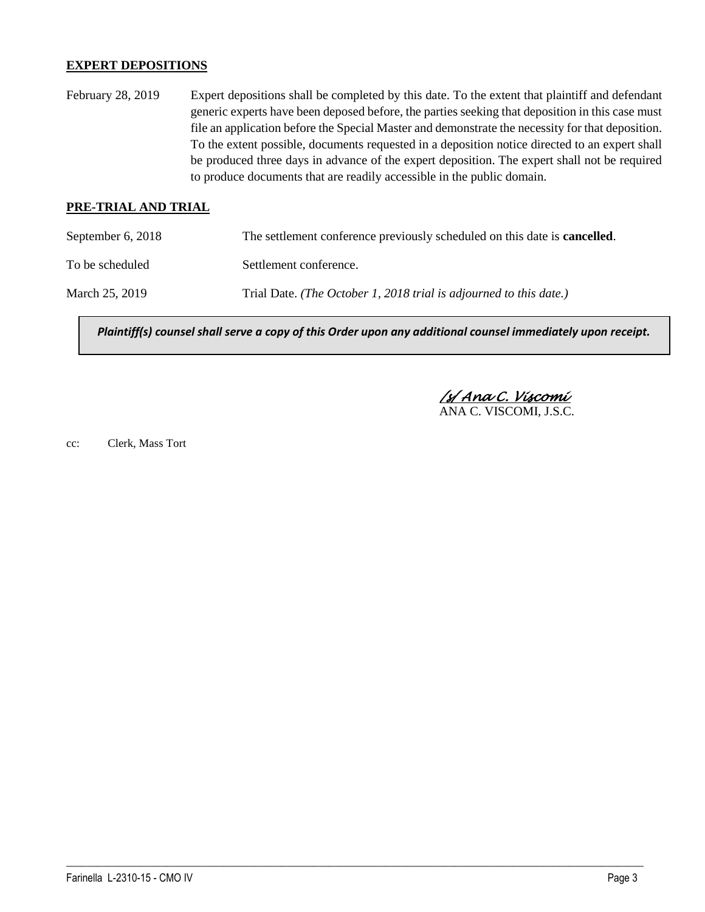**EXPERT DEPOSITIONS**

| | |
|---|---|
| February 28, 2019 | Expert depositions shall be completed by this date. To the extent that plaintiff and defendant generic experts have been deposed before, the parties seeking that deposition in this case must file an application before the Special Master and demonstrate the necessity for that deposition. To the extent possible, documents requested in a deposition notice directed to an expert shall be produced three days in advance of the expert deposition. The expert shall not be required to produce documents that are readily accessible in the public domain. |

**PRE-TRIAL AND TRIAL**

| | |
|---|---|
| September 6, 2018 | The settlement conference previously scheduled on this date is **cancelled**. |
| To be scheduled | Settlement conference. |
| March 25, 2019 | Trial Date. *(The October 1, 2018 trial is adjourned to this date.)* |

***Plaintiff(s) counsel shall serve a copy of this Order upon any additional counsel immediately upon receipt.***

*/s/ Ana C. Viscomi*
ANA C. VISCOMI, J.S.C.

cc: Clerk, Mass Tort